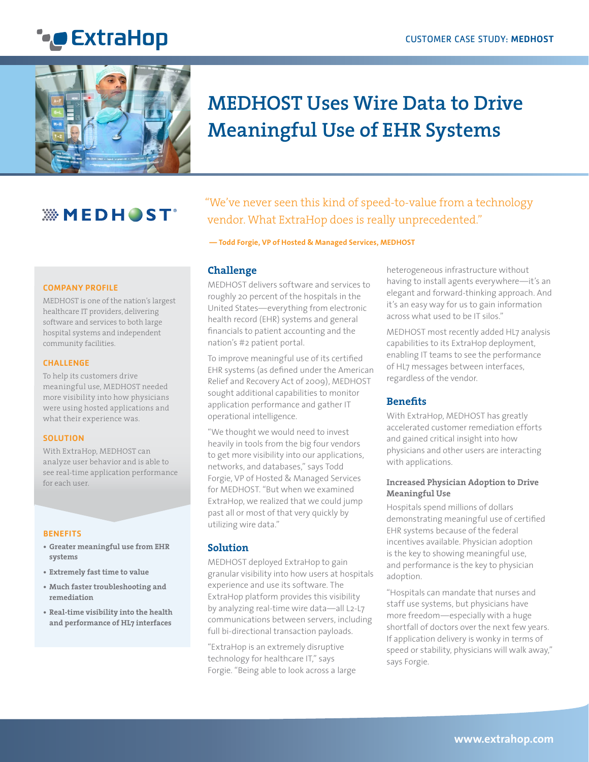CUSTOMER CASE STUDY: **MEDHOST**

# MEDHOST Uses Wire Data to Drive Meaningful Use of EHR Systems

"We've never seen this kind of speed-to-value from a technology vendor. What ExtraHop does is really unprecedented."

**— Todd Forgie, VP of Hosted & Managed Services, MEDHOST**

### COMPANY PROFILE

MEDHOST is one of the nation's largest healthcare IT providers, delivering software and services to both large hospital systems and independent community facilities.

### CHALLENGE

To help its customers drive meaningful use, MEDHOST needed more visibility into how physicians were using hosted applications and what their experience was.

### SOLUTION

With ExtraHop, MEDHOST can analyze user behavior and is able to see real-time application performance for each user.

### BENEFITS

- **Greater meaningful use from EHR systems**
- **Extremely fast time to value**
- **Much faster troubleshooting and remediation**
- **Real-time visibility into the health and performance of HL7 interfaces**

## Challenge

MEDHOST delivers software and services to roughly 20 percent of the hospitals in the United States—everything from electronic health record (EHR) systems and general financials to patient accounting and the nation's #2 patient portal.

To improve meaningful use of its certified EHR systems (as defined under the American Relief and Recovery Act of 2009), MEDHOST sought additional capabilities to monitor application performance and gather IT operational intelligence.

"We thought we would need to invest heavily in tools from the big four vendors to get more visibility into our applications, networks, and databases," says Todd Forgie, VP of Hosted & Managed Services for MEDHOST. "But when we examined ExtraHop, we realized that we could jump past all or most of that very quickly by utilizing wire data."

## Solution

MEDHOST deployed ExtraHop to gain granular visibility into how users at hospitals experience and use its software. The ExtraHop platform provides this visibility by analyzing real-time wire data—all L2-L7 communications between servers, including full bi-directional transaction payloads.

"ExtraHop is an extremely disruptive technology for healthcare IT," says Forgie. "Being able to look across a large heterogeneous infrastructure without having to install agents everywhere—it's an elegant and forward-thinking approach. And it's an easy way for us to gain information across what used to be IT silos."

MEDHOST most recently added HL7 analysis capabilities to its ExtraHop deployment, enabling IT teams to see the performance of HL7 messages between interfaces, regardless of the vendor.

## Benefits

With ExtraHop, MEDHOST has greatly accelerated customer remediation efforts and gained critical insight into how physicians and other users are interacting with applications.

### Increased Physician Adoption to Drive Meaningful Use

Hospitals spend millions of dollars demonstrating meaningful use of certified EHR systems because of the federal incentives available. Physician adoption is the key to showing meaningful use, and performance is the key to physician adoption.

"Hospitals can mandate that nurses and staff use systems, but physicians have more freedom—especially with a huge shortfall of doctors over the next few years. If application delivery is wonky in terms of speed or stability, physicians will walk away," says Forgie.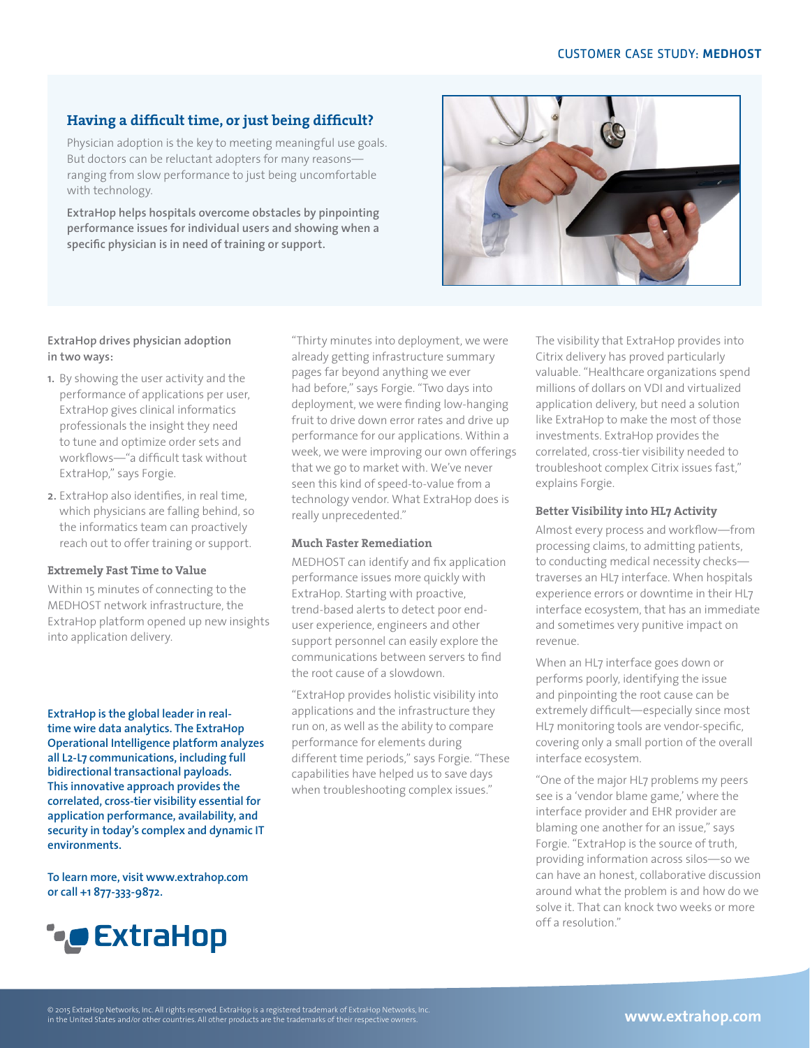## Having a difficult time, or just being difficult?

Physician adoption is the key to meeting meaningful use goals. But doctors can be reluctant adopters for many reasons—ranging from slow performance to just being uncomfortable with technology.

**ExtraHop helps hospitals overcome obstacles by pinpointing performance issues for individual users and showing when a specific physician is in need of training or support.**

**ExtraHop drives physician adoption in two ways:**

1. By showing the user activity and the performance of applications per user, ExtraHop gives clinical informatics professionals the insight they need to tune and optimize order sets and workflows—"a difficult task without ExtraHop," says Forgie.
2. ExtraHop also identifies, in real time, which physicians are falling behind, so the informatics team can proactively reach out to offer training or support.

### Extremely Fast Time to Value

Within 15 minutes of connecting to the MEDHOST network infrastructure, the ExtraHop platform opened up new insights into application delivery.

"Thirty minutes into deployment, we were already getting infrastructure summary pages far beyond anything we ever had before," says Forgie. "Two days into deployment, we were finding low-hanging fruit to drive down error rates and drive up performance for our applications. Within a week, we were improving our own offerings that we go to market with. We've never seen this kind of speed-to-value from a technology vendor. What ExtraHop does is really unprecedented."

### Much Faster Remediation

MEDHOST can identify and fix application performance issues more quickly with ExtraHop. Starting with proactive, trend-based alerts to detect poor end-user experience, engineers and other support personnel can easily explore the communications between servers to find the root cause of a slowdown.

"ExtraHop provides holistic visibility into applications and the infrastructure they run on, as well as the ability to compare performance for elements during different time periods," says Forgie. "These capabilities have helped us to save days when troubleshooting complex issues."

The visibility that ExtraHop provides into Citrix delivery has proved particularly valuable. "Healthcare organizations spend millions of dollars on VDI and virtualized application delivery, but need a solution like ExtraHop to make the most of those investments. ExtraHop provides the correlated, cross-tier visibility needed to troubleshoot complex Citrix issues fast," explains Forgie.

### Better Visibility into HL7 Activity

Almost every process and workflow—from processing claims, to admitting patients, to conducting medical necessity checks—traverses an HL7 interface. When hospitals experience errors or downtime in their HL7 interface ecosystem, that has an immediate and sometimes very punitive impact on revenue.

When an HL7 interface goes down or performs poorly, identifying the issue and pinpointing the root cause can be extremely difficult—especially since most HL7 monitoring tools are vendor-specific, covering only a small portion of the overall interface ecosystem.

"One of the major HL7 problems my peers see is a 'vendor blame game,' where the interface provider and EHR provider are blaming one another for an issue," says Forgie. "ExtraHop is the source of truth, providing information across silos—so we can have an honest, collaborative discussion around what the problem is and how do we solve it. That can knock two weeks or more off a resolution."

**ExtraHop is the global leader in real-time wire data analytics. The ExtraHop Operational Intelligence platform analyzes all L2-L7 communications, including full bidirectional transactional payloads. This innovative approach provides the correlated, cross-tier visibility essential for application performance, availability, and security in today's complex and dynamic IT environments.**

**To learn more, visit www.extrahop.com or call +1 877-333-9872.**

ExtraHop

© 2015 ExtraHop Networks, Inc. All rights reserved. ExtraHop is a registered trademark of ExtraHop Networks, Inc. in the United States and/or other countries. All other products are the trademarks of their respective owners.

**www.extrahop.com**